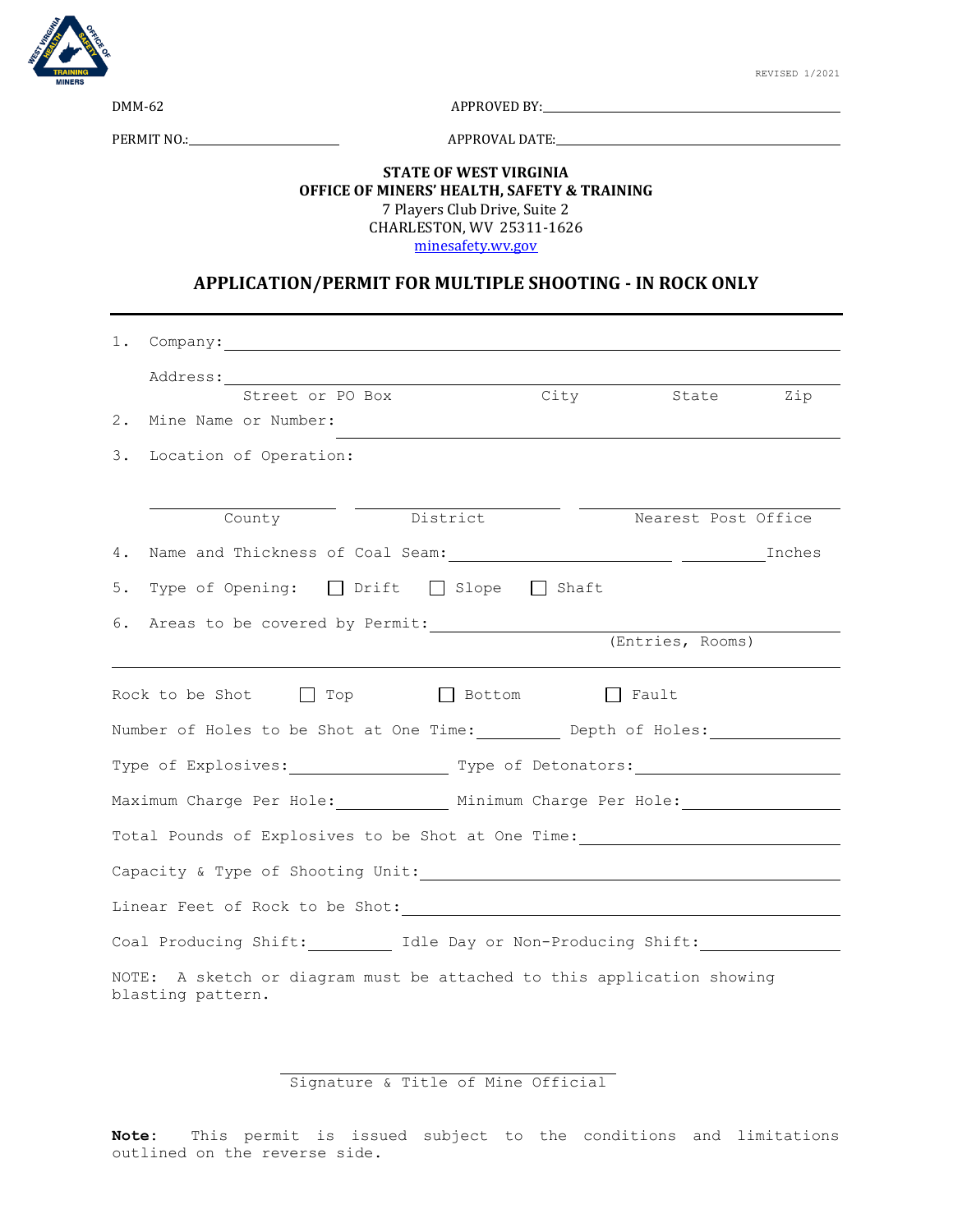REVISED 1/2021

DMM-62 APPROVED BY: ______________________

PERMIT NO.: ______________ APPROVAL DATE: ______________________

**STATE OF WEST VIRGINIA**
**OFFICE OF MINERS' HEALTH, SAFETY & TRAINING**
7 Players Club Drive, Suite 2
CHARLESTON, WV 25311-1626
minesafety.wv.gov

## APPLICATION/PERMIT FOR MULTIPLE SHOOTING - IN ROCK ONLY

1. Company: ______________________________

   Address: ______________________________
   Street or PO Box City State Zip

2. Mine Name or Number: ______________________________

3. Location of Operation:

   ______________ ______________ ______________
   County District Nearest Post Office

4. Name and Thickness of Coal Seam: ______________ ________ Inches

5. Type of Opening: ☐ Drift ☐ Slope ☐ Shaft

6. Areas to be covered by Permit: ______________________________
   (Entries, Rooms)

______________________________

Rock to be Shot ☐ Top ☐ Bottom ☐ Fault

Number of Holes to be Shot at One Time: ________ Depth of Holes: ________

Type of Explosives: ______________ Type of Detonators: ______________

Maximum Charge Per Hole: ________ Minimum Charge Per Hole: ________

Total Pounds of Explosives to be Shot at One Time: ______________

Capacity & Type of Shooting Unit: ______________________________

Linear Feet of Rock to be Shot: ______________________________

Coal Producing Shift: ________ Idle Day or Non-Producing Shift: ________

NOTE: A sketch or diagram must be attached to this application showing blasting pattern.

______________________________
Signature & Title of Mine Official

**Note**: This permit is issued subject to the conditions and limitations outlined on the reverse side.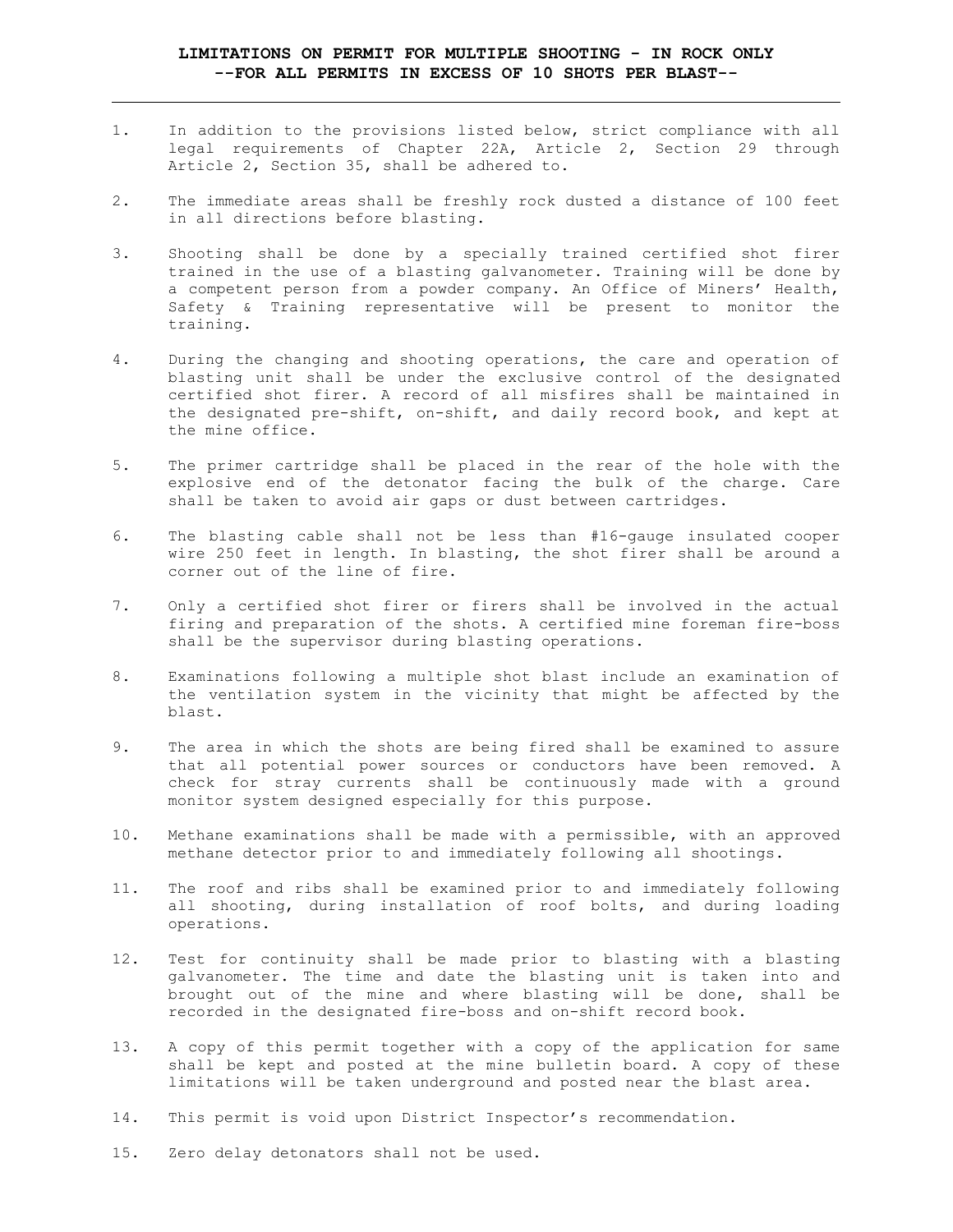**LIMITATIONS ON PERMIT FOR MULTIPLE SHOOTING - IN ROCK ONLY**
**--FOR ALL PERMITS IN EXCESS OF 10 SHOTS PER BLAST--**

---

1. In addition to the provisions listed below, strict compliance with all legal requirements of Chapter 22A, Article 2, Section 29 through Article 2, Section 35, shall be adhered to.

2. The immediate areas shall be freshly rock dusted a distance of 100 feet in all directions before blasting.

3. Shooting shall be done by a specially trained certified shot firer trained in the use of a blasting galvanometer. Training will be done by a competent person from a powder company. An Office of Miners' Health, Safety & Training representative will be present to monitor the training.

4. During the changing and shooting operations, the care and operation of blasting unit shall be under the exclusive control of the designated certified shot firer. A record of all misfires shall be maintained in the designated pre-shift, on-shift, and daily record book, and kept at the mine office.

5. The primer cartridge shall be placed in the rear of the hole with the explosive end of the detonator facing the bulk of the charge. Care shall be taken to avoid air gaps or dust between cartridges.

6. The blasting cable shall not be less than #16-gauge insulated cooper wire 250 feet in length. In blasting, the shot firer shall be around a corner out of the line of fire.

7. Only a certified shot firer or firers shall be involved in the actual firing and preparation of the shots. A certified mine foreman fire-boss shall be the supervisor during blasting operations.

8. Examinations following a multiple shot blast include an examination of the ventilation system in the vicinity that might be affected by the blast.

9. The area in which the shots are being fired shall be examined to assure that all potential power sources or conductors have been removed. A check for stray currents shall be continuously made with a ground monitor system designed especially for this purpose.

10. Methane examinations shall be made with a permissible, with an approved methane detector prior to and immediately following all shootings.

11. The roof and ribs shall be examined prior to and immediately following all shooting, during installation of roof bolts, and during loading operations.

12. Test for continuity shall be made prior to blasting with a blasting galvanometer. The time and date the blasting unit is taken into and brought out of the mine and where blasting will be done, shall be recorded in the designated fire-boss and on-shift record book.

13. A copy of this permit together with a copy of the application for same shall be kept and posted at the mine bulletin board. A copy of these limitations will be taken underground and posted near the blast area.

14. This permit is void upon District Inspector's recommendation.

15. Zero delay detonators shall not be used.